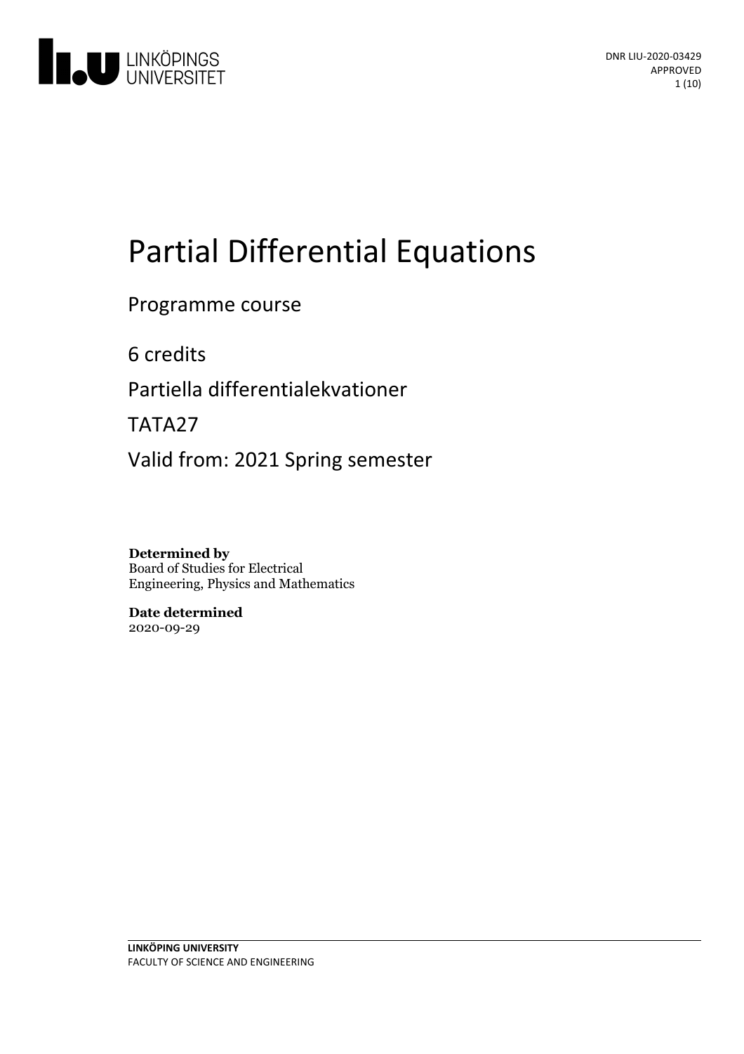DNR LIU-2020-03429
APPROVED

# Partial Differential Equations

Programme course

6 credits

Partiella differentialekvationer

TATA27

Valid from: 2021 Spring semester

**Determined by**
Board of Studies for Electrical Engineering, Physics and Mathematics

**Date determined**
2020-09-29

**LINKÖPING UNIVERSITY**
FACULTY OF SCIENCE AND ENGINEERING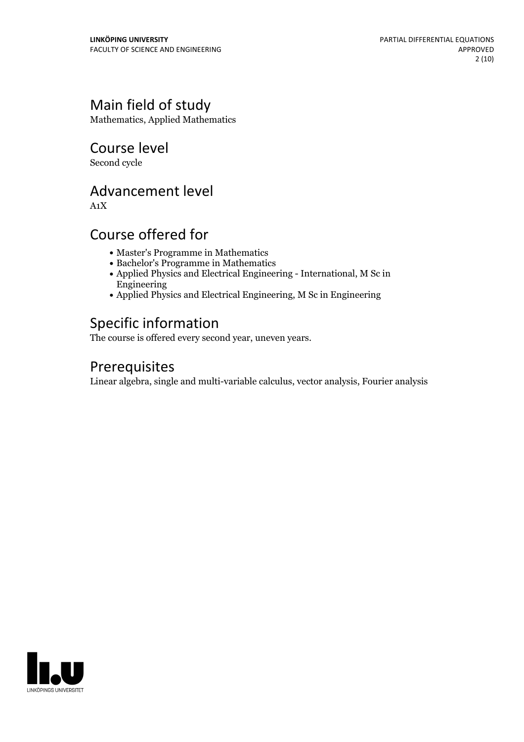## Main field of study

Mathematics, Applied Mathematics

## Course level

Second cycle

## Advancement level

A1X

## Course offered for

- Master's Programme in Mathematics
- Bachelor's Programme in Mathematics
- Applied Physics and Electrical Engineering - International, M Sc in Engineering
- Applied Physics and Electrical Engineering, M Sc in Engineering

## Specific information

The course is offered every second year, uneven years.

## Prerequisites

Linear algebra, single and multi-variable calculus, vector analysis, Fourier analysis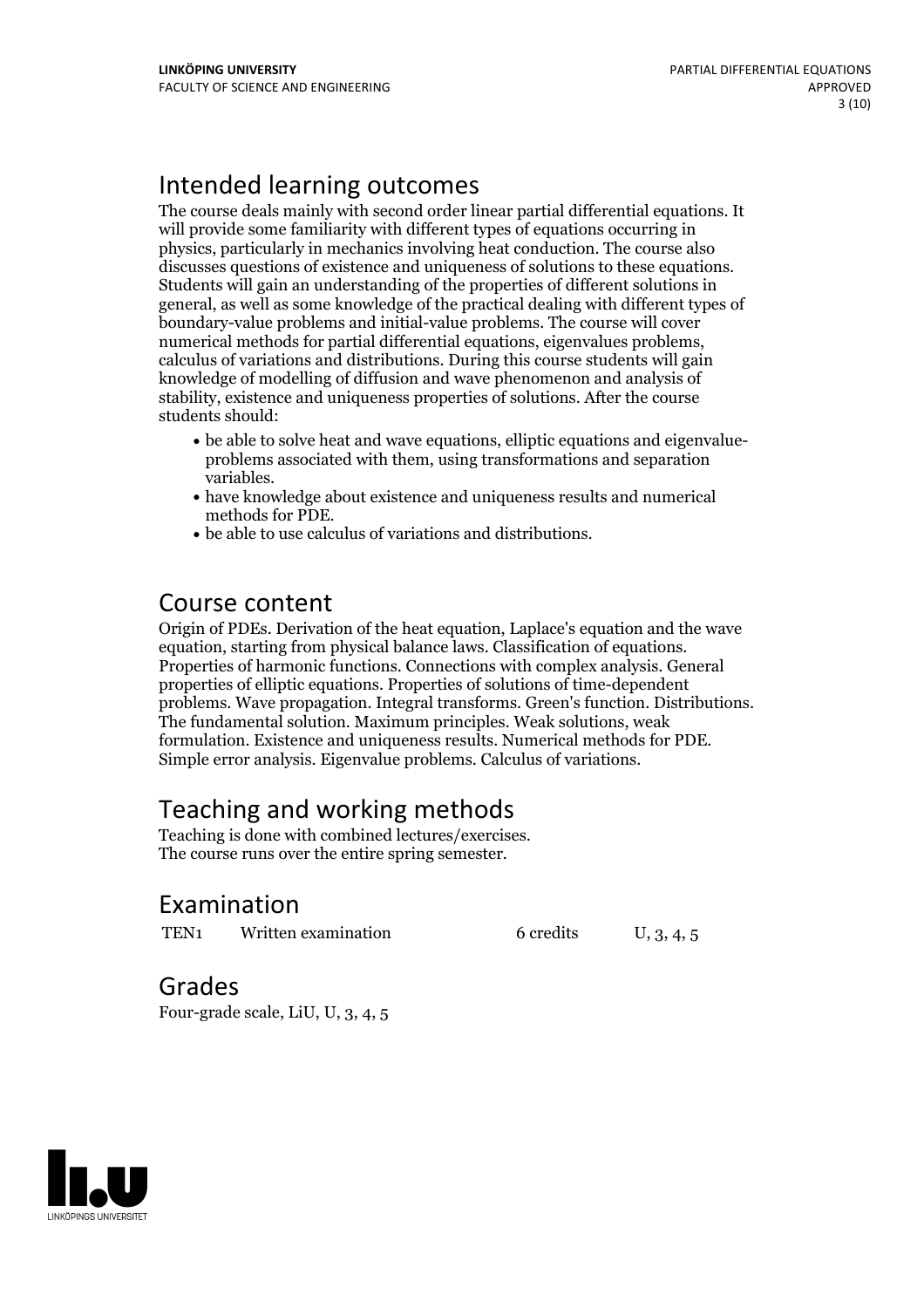## Intended learning outcomes

The course deals mainly with second order linear partial differential equations. It will provide some familiarity with different types of equations occurring in physics, particularly in mechanics involving heat conduction. The course also discusses questions of existence and uniqueness of solutions to these equations. Students will gain an understanding of the properties of different solutions in general, as well as some knowledge of the practical dealing with different types of boundary-value problems and initial-value problems. The course will cover numerical methods for partial differential equations, eigenvalues problems, calculus of variations and distributions. During this course students will gain knowledge of modelling of diffusion and wave phenomenon and analysis of stability, existence and uniqueness properties of solutions. After the course students should:

- be able to solve heat and wave equations, elliptic equations and eigenvalue-problems associated with them, using transformations and separation variables.
- have knowledge about existence and uniqueness results and numerical methods for PDE.
- be able to use calculus of variations and distributions.

## Course content

Origin of PDEs. Derivation of the heat equation, Laplace's equation and the wave equation, starting from physical balance laws. Classification of equations. Properties of harmonic functions. Connections with complex analysis. General properties of elliptic equations. Properties of solutions of time-dependent problems. Wave propagation. Integral transforms. Green's function. Distributions. The fundamental solution. Maximum principles. Weak solutions, weak formulation. Existence and uniqueness results. Numerical methods for PDE. Simple error analysis. Eigenvalue problems. Calculus of variations.

## Teaching and working methods

Teaching is done with combined lectures/exercises.
The course runs over the entire spring semester.

## Examination

| | | | |
|---|---|---|---|
| TEN1 | Written examination | 6 credits | U, 3, 4, 5 |

## Grades

Four-grade scale, LiU, U, 3, 4, 5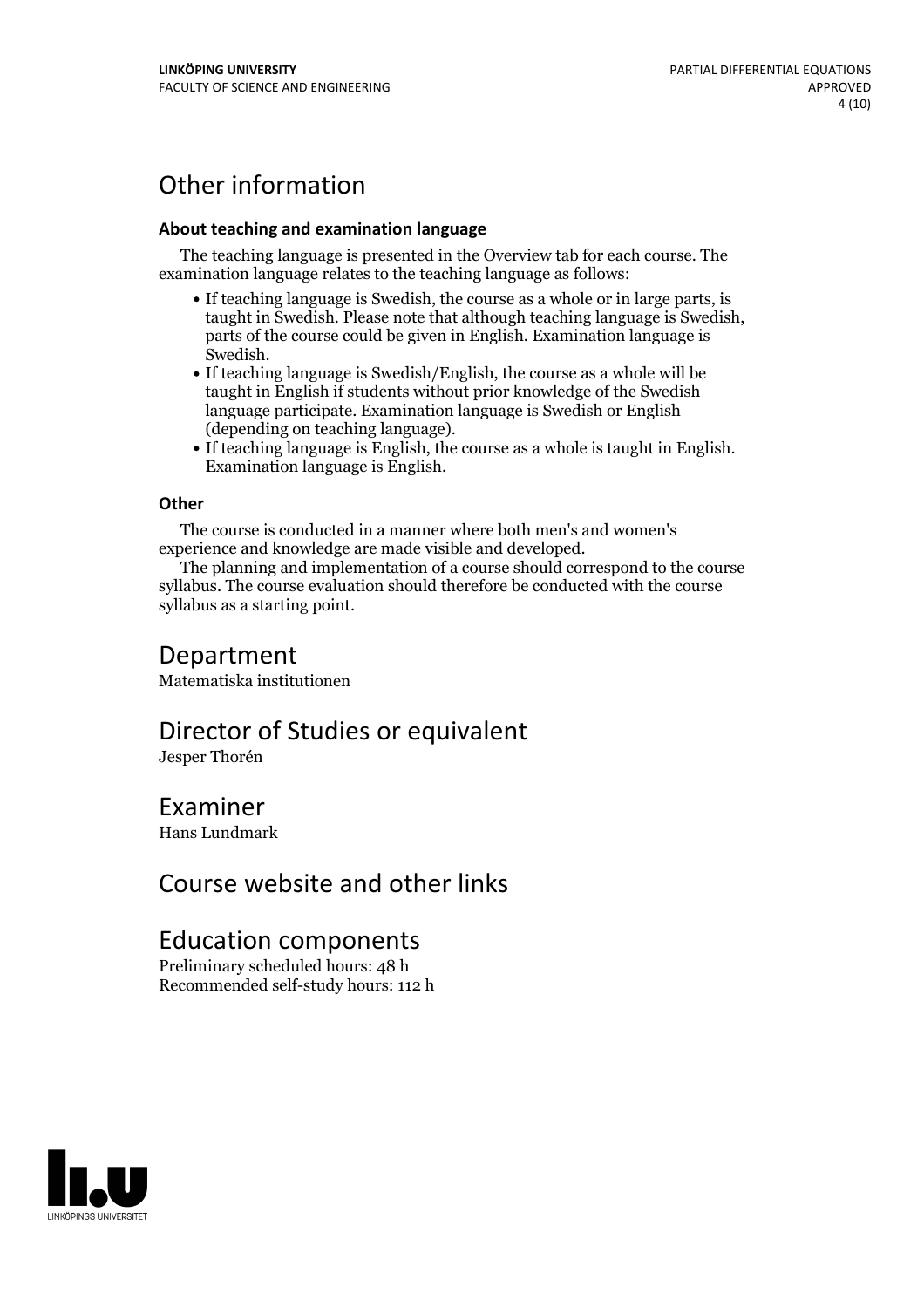# Other information

### About teaching and examination language

The teaching language is presented in the Overview tab for each course. The examination language relates to the teaching language as follows:

- If teaching language is Swedish, the course as a whole or in large parts, is taught in Swedish. Please note that although teaching language is Swedish, parts of the course could be given in English. Examination language is Swedish.
- If teaching language is Swedish/English, the course as a whole will be taught in English if students without prior knowledge of the Swedish language participate. Examination language is Swedish or English (depending on teaching language).
- If teaching language is English, the course as a whole is taught in English. Examination language is English.

### Other

The course is conducted in a manner where both men's and women's experience and knowledge are made visible and developed.

The planning and implementation of a course should correspond to the course syllabus. The course evaluation should therefore be conducted with the course syllabus as a starting point.

# Department

Matematiska institutionen

# Director of Studies or equivalent

Jesper Thorén

# Examiner

Hans Lundmark

# Course website and other links

# Education components

Preliminary scheduled hours: 48 h
Recommended self-study hours: 112 h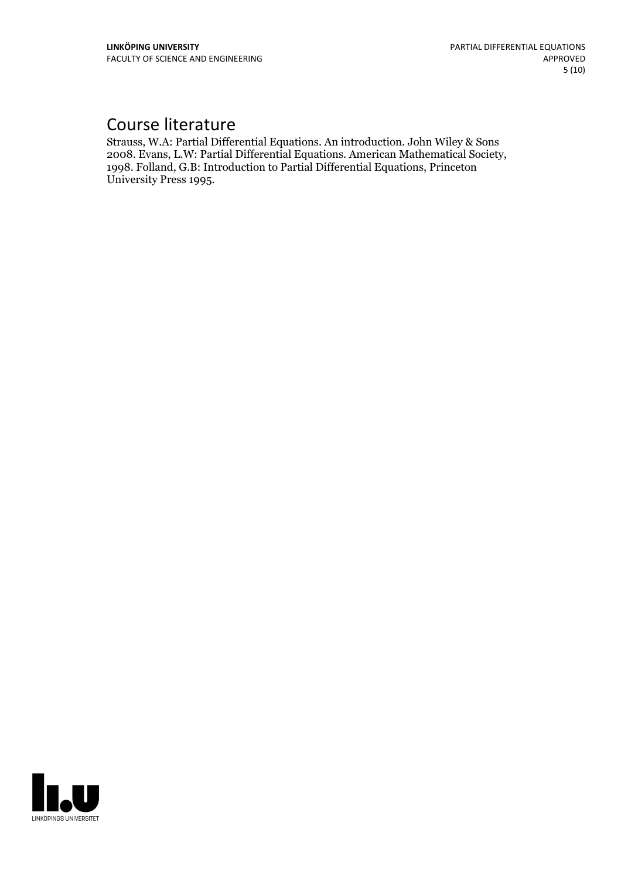# Course literature

Strauss, W.A: Partial Differential Equations. An introduction. John Wiley & Sons 2008. Evans, L.W: Partial Differential Equations. American Mathematical Society, 1998. Folland, G.B: Introduction to Partial Differential Equations, Princeton University Press 1995.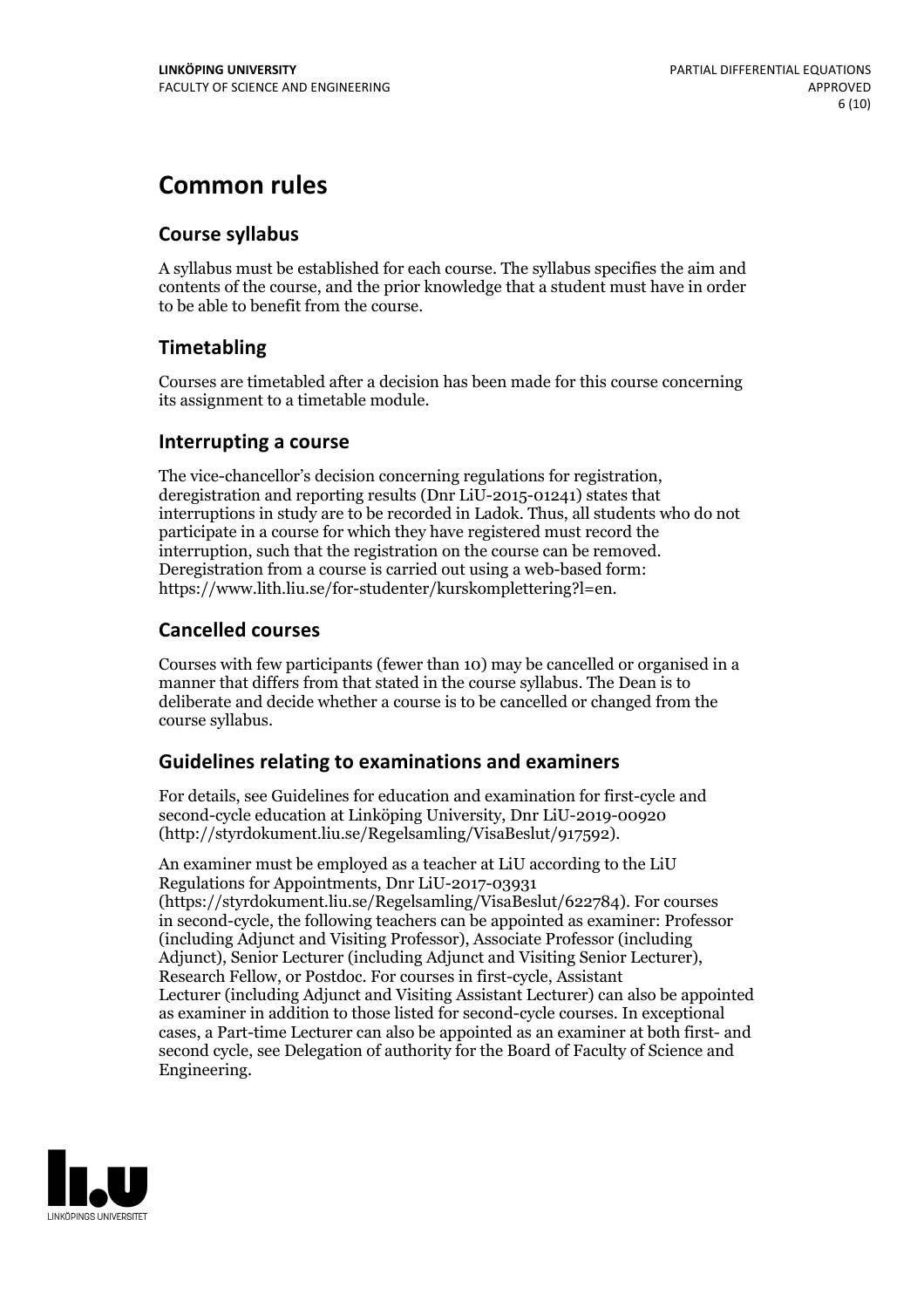# Common rules

## Course syllabus

A syllabus must be established for each course. The syllabus specifies the aim and contents of the course, and the prior knowledge that a student must have in order to be able to benefit from the course.

## Timetabling

Courses are timetabled after a decision has been made for this course concerning its assignment to a timetable module.

## Interrupting a course

The vice-chancellor's decision concerning regulations for registration, deregistration and reporting results (Dnr LiU-2015-01241) states that interruptions in study are to be recorded in Ladok. Thus, all students who do not participate in a course for which they have registered must record the interruption, such that the registration on the course can be removed. Deregistration from a course is carried out using a web-based form: https://www.lith.liu.se/for-studenter/kurskomplettering?l=en.

## Cancelled courses

Courses with few participants (fewer than 10) may be cancelled or organised in a manner that differs from that stated in the course syllabus. The Dean is to deliberate and decide whether a course is to be cancelled or changed from the course syllabus.

## Guidelines relating to examinations and examiners

For details, see Guidelines for education and examination for first-cycle and second-cycle education at Linköping University, Dnr LiU-2019-00920 (http://styrdokument.liu.se/Regelsamling/VisaBeslut/917592).

An examiner must be employed as a teacher at LiU according to the LiU Regulations for Appointments, Dnr LiU-2017-03931 (https://styrdokument.liu.se/Regelsamling/VisaBeslut/622784). For courses in second-cycle, the following teachers can be appointed as examiner: Professor (including Adjunct and Visiting Professor), Associate Professor (including Adjunct), Senior Lecturer (including Adjunct and Visiting Senior Lecturer), Research Fellow, or Postdoc. For courses in first-cycle, Assistant Lecturer (including Adjunct and Visiting Assistant Lecturer) can also be appointed as examiner in addition to those listed for second-cycle courses. In exceptional cases, a Part-time Lecturer can also be appointed as an examiner at both first- and second cycle, see Delegation of authority for the Board of Faculty of Science and Engineering.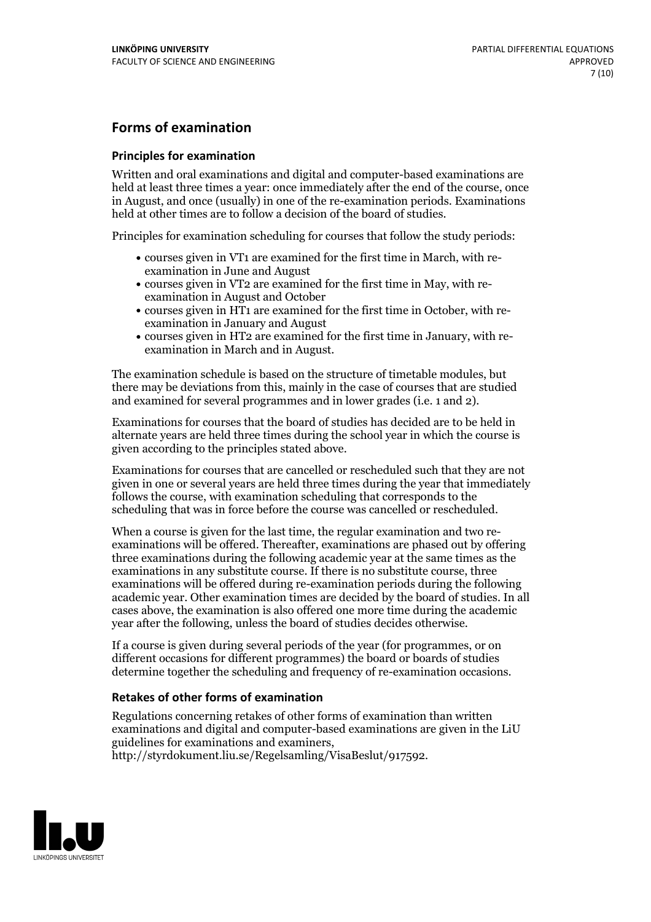## Forms of examination

### Principles for examination

Written and oral examinations and digital and computer-based examinations are held at least three times a year: once immediately after the end of the course, once in August, and once (usually) in one of the re-examination periods. Examinations held at other times are to follow a decision of the board of studies.

Principles for examination scheduling for courses that follow the study periods:

- courses given in VT1 are examined for the first time in March, with re-examination in June and August
- courses given in VT2 are examined for the first time in May, with re-examination in August and October
- courses given in HT1 are examined for the first time in October, with re-examination in January and August
- courses given in HT2 are examined for the first time in January, with re-examination in March and in August.

The examination schedule is based on the structure of timetable modules, but there may be deviations from this, mainly in the case of courses that are studied and examined for several programmes and in lower grades (i.e. 1 and 2).

Examinations for courses that the board of studies has decided are to be held in alternate years are held three times during the school year in which the course is given according to the principles stated above.

Examinations for courses that are cancelled or rescheduled such that they are not given in one or several years are held three times during the year that immediately follows the course, with examination scheduling that corresponds to the scheduling that was in force before the course was cancelled or rescheduled.

When a course is given for the last time, the regular examination and two re-examinations will be offered. Thereafter, examinations are phased out by offering three examinations during the following academic year at the same times as the examinations in any substitute course. If there is no substitute course, three examinations will be offered during re-examination periods during the following academic year. Other examination times are decided by the board of studies. In all cases above, the examination is also offered one more time during the academic year after the following, unless the board of studies decides otherwise.

If a course is given during several periods of the year (for programmes, or on different occasions for different programmes) the board or boards of studies determine together the scheduling and frequency of re-examination occasions.

### Retakes of other forms of examination

Regulations concerning retakes of other forms of examination than written examinations and digital and computer-based examinations are given in the LiU guidelines for examinations and examiners, http://styrdokument.liu.se/Regelsamling/VisaBeslut/917592.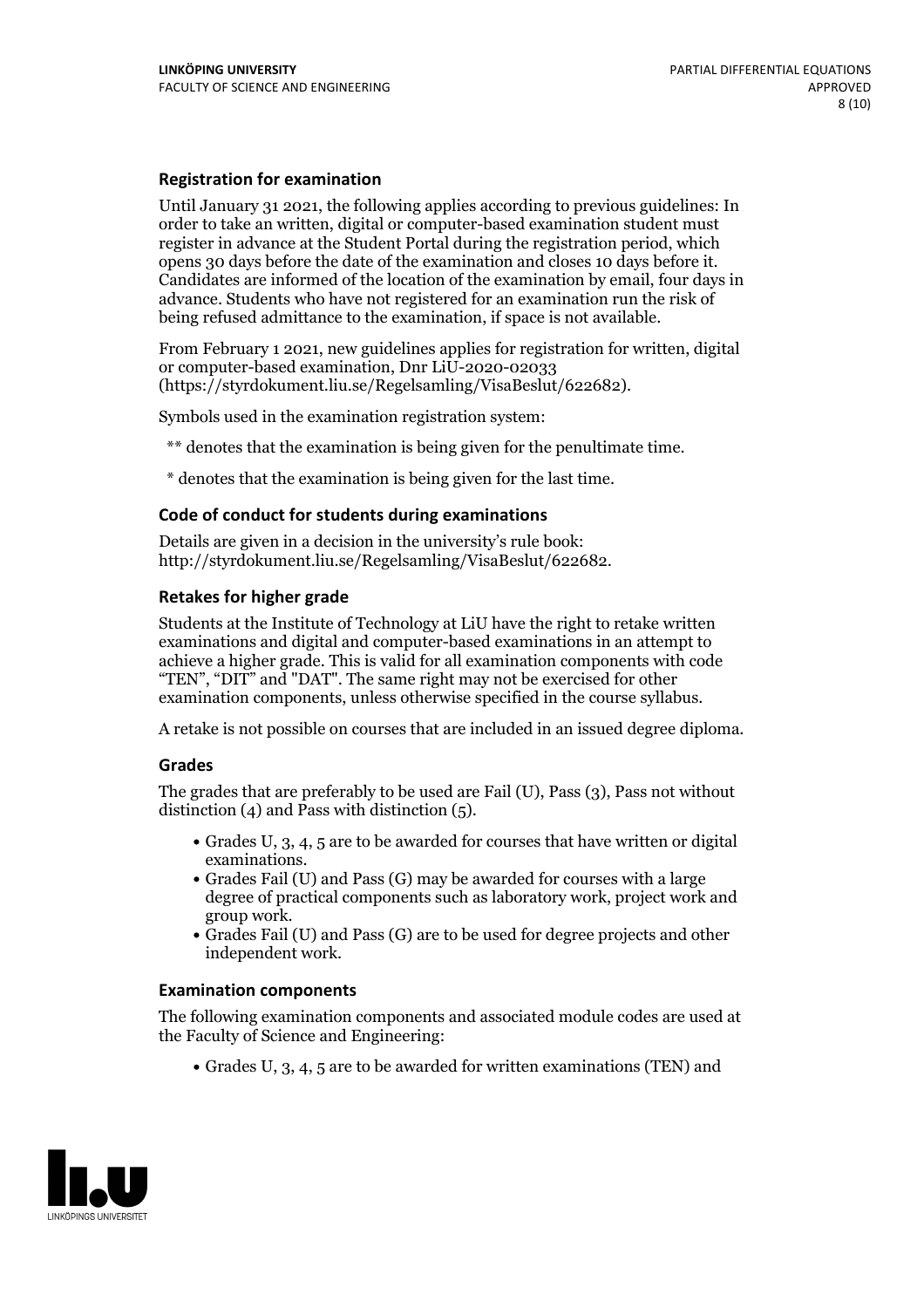### Registration for examination

Until January 31 2021, the following applies according to previous guidelines: In order to take an written, digital or computer-based examination student must register in advance at the Student Portal during the registration period, which opens 30 days before the date of the examination and closes 10 days before it. Candidates are informed of the location of the examination by email, four days in advance. Students who have not registered for an examination run the risk of being refused admittance to the examination, if space is not available.

From February 1 2021, new guidelines applies for registration for written, digital or computer-based examination, Dnr LiU-2020-02033 (https://styrdokument.liu.se/Regelsamling/VisaBeslut/622682).

Symbols used in the examination registration system:

** denotes that the examination is being given for the penultimate time.

* denotes that the examination is being given for the last time.

### Code of conduct for students during examinations

Details are given in a decision in the university's rule book: http://styrdokument.liu.se/Regelsamling/VisaBeslut/622682.

### Retakes for higher grade

Students at the Institute of Technology at LiU have the right to retake written examinations and digital and computer-based examinations in an attempt to achieve a higher grade. This is valid for all examination components with code "TEN", "DIT" and "DAT". The same right may not be exercised for other examination components, unless otherwise specified in the course syllabus.

A retake is not possible on courses that are included in an issued degree diploma.

### Grades

The grades that are preferably to be used are Fail (U), Pass (3), Pass not without distinction (4) and Pass with distinction (5).

- Grades U, 3, 4, 5 are to be awarded for courses that have written or digital examinations.
- Grades Fail (U) and Pass (G) may be awarded for courses with a large degree of practical components such as laboratory work, project work and group work.
- Grades Fail (U) and Pass (G) are to be used for degree projects and other independent work.

### Examination components

The following examination components and associated module codes are used at the Faculty of Science and Engineering:

- Grades U, 3, 4, 5 are to be awarded for written examinations (TEN) and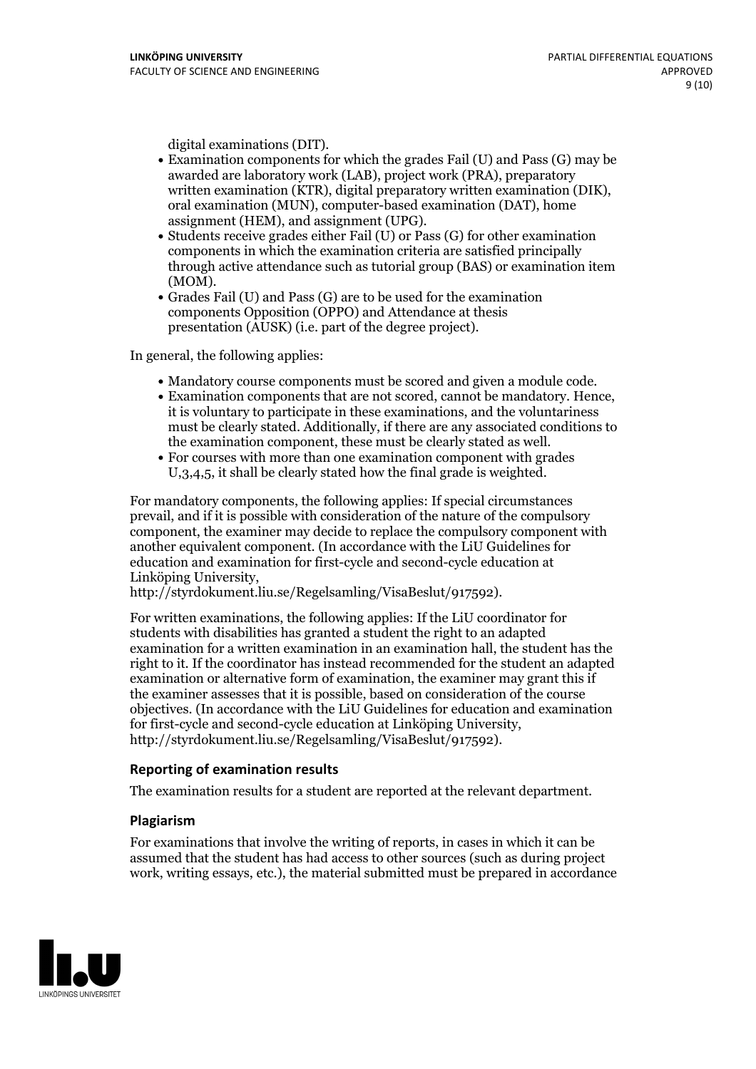digital examinations (DIT).
- Examination components for which the grades Fail (U) and Pass (G) may be awarded are laboratory work (LAB), project work (PRA), preparatory written examination (KTR), digital preparatory written examination (DIK), oral examination (MUN), computer-based examination (DAT), home assignment (HEM), and assignment (UPG).
- Students receive grades either Fail (U) or Pass (G) for other examination components in which the examination criteria are satisfied principally through active attendance such as tutorial group (BAS) or examination item (MOM).
- Grades Fail (U) and Pass (G) are to be used for the examination components Opposition (OPPO) and Attendance at thesis presentation (AUSK) (i.e. part of the degree project).

In general, the following applies:

- Mandatory course components must be scored and given a module code.
- Examination components that are not scored, cannot be mandatory. Hence, it is voluntary to participate in these examinations, and the voluntariness must be clearly stated. Additionally, if there are any associated conditions to the examination component, these must be clearly stated as well.
- For courses with more than one examination component with grades U,3,4,5, it shall be clearly stated how the final grade is weighted.

For mandatory components, the following applies: If special circumstances prevail, and if it is possible with consideration of the nature of the compulsory component, the examiner may decide to replace the compulsory component with another equivalent component. (In accordance with the LiU Guidelines for education and examination for first-cycle and second-cycle education at Linköping University, http://styrdokument.liu.se/Regelsamling/VisaBeslut/917592).

For written examinations, the following applies: If the LiU coordinator for students with disabilities has granted a student the right to an adapted examination for a written examination in an examination hall, the student has the right to it. If the coordinator has instead recommended for the student an adapted examination or alternative form of examination, the examiner may grant this if the examiner assesses that it is possible, based on consideration of the course objectives. (In accordance with the LiU Guidelines for education and examination for first-cycle and second-cycle education at Linköping University, http://styrdokument.liu.se/Regelsamling/VisaBeslut/917592).

### Reporting of examination results

The examination results for a student are reported at the relevant department.

### Plagiarism

For examinations that involve the writing of reports, in cases in which it can be assumed that the student has had access to other sources (such as during project work, writing essays, etc.), the material submitted must be prepared in accordance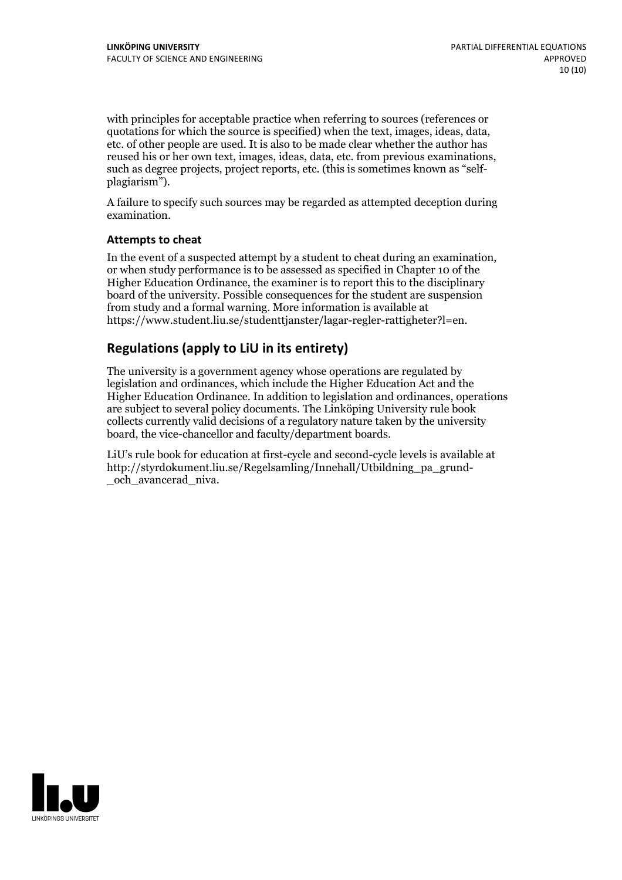with principles for acceptable practice when referring to sources (references or quotations for which the source is specified) when the text, images, ideas, data, etc. of other people are used. It is also to be made clear whether the author has reused his or her own text, images, ideas, data, etc. from previous examinations, such as degree projects, project reports, etc. (this is sometimes known as "self-plagiarism").

A failure to specify such sources may be regarded as attempted deception during examination.

### Attempts to cheat

In the event of a suspected attempt by a student to cheat during an examination, or when study performance is to be assessed as specified in Chapter 10 of the Higher Education Ordinance, the examiner is to report this to the disciplinary board of the university. Possible consequences for the student are suspension from study and a formal warning. More information is available at https://www.student.liu.se/studenttjanster/lagar-regler-rattigheter?l=en.

## Regulations (apply to LiU in its entirety)

The university is a government agency whose operations are regulated by legislation and ordinances, which include the Higher Education Act and the Higher Education Ordinance. In addition to legislation and ordinances, operations are subject to several policy documents. The Linköping University rule book collects currently valid decisions of a regulatory nature taken by the university board, the vice-chancellor and faculty/department boards.

LiU's rule book for education at first-cycle and second-cycle levels is available at http://styrdokument.liu.se/Regelsamling/Innehall/Utbildning_pa_grund-_och_avancerad_niva.